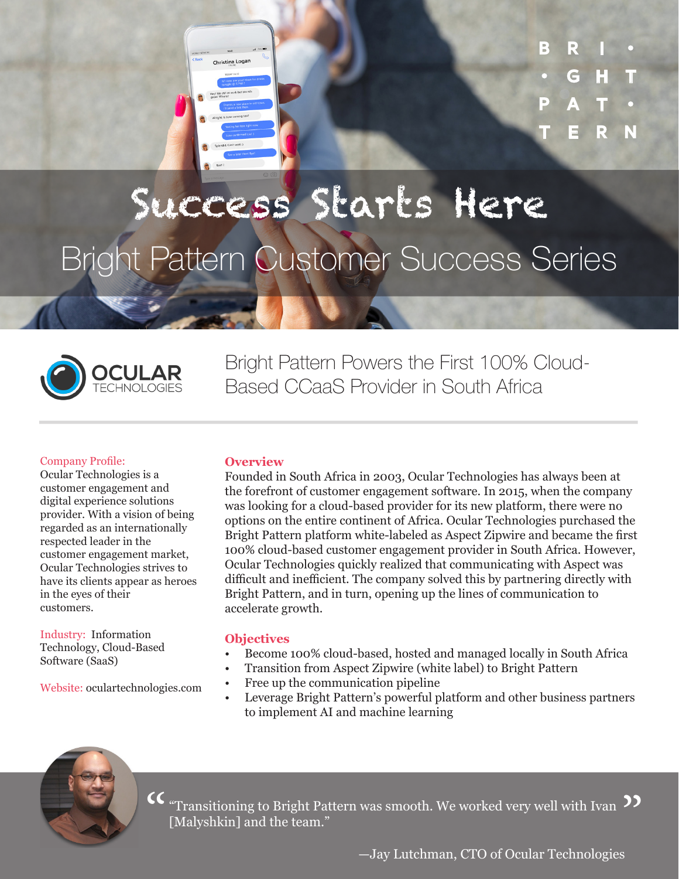# Success Starts Here

## Bright Pattern Customer Success Series

OCULAR TECHNOLOGIES

## Bright Pattern Powers the First 100% Cloud-Based CCaaS Provider in South Africa

**Company Profile:**
Ocular Technologies is a customer engagement and digital experience solutions provider. With a vision of being regarded as an internationally respected leader in the customer engagement market, Ocular Technologies strives to have its clients appear as heroes in the eyes of their customers.

**Industry:** Information Technology, Cloud-Based Software (SaaS)

**Website:** oculartechnologies.com

### Overview

Founded in South Africa in 2003, Ocular Technologies has always been at the forefront of customer engagement software. In 2015, when the company was looking for a cloud-based provider for its new platform, there were no options on the entire continent of Africa. Ocular Technologies purchased the Bright Pattern platform white-labeled as Aspect Zipwire and became the first 100% cloud-based customer engagement provider in South Africa. However, Ocular Technologies quickly realized that communicating with Aspect was difficult and inefficient. The company solved this by partnering directly with Bright Pattern, and in turn, opening up the lines of communication to accelerate growth.

### Objectives

- Become 100% cloud-based, hosted and managed locally in South Africa
- Transition from Aspect Zipwire (white label) to Bright Pattern
- Free up the communication pipeline
- Leverage Bright Pattern's powerful platform and other business partners to implement AI and machine learning

> "Transitioning to Bright Pattern was smooth. We worked very well with Ivan [Malyshkin] and the team."
>
> —Jay Lutchman, CTO of Ocular Technologies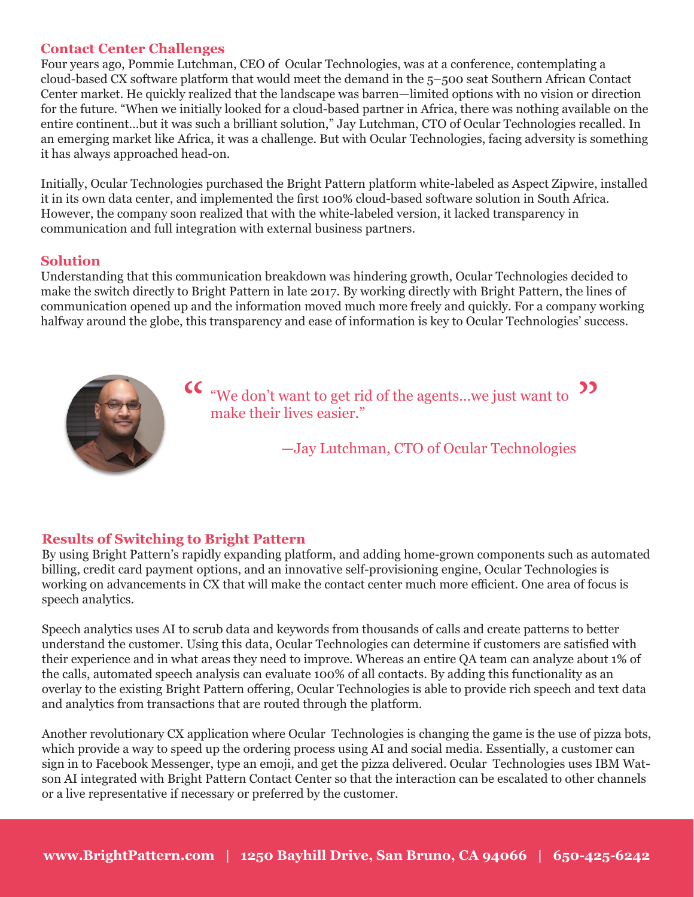## Contact Center Challenges

Four years ago, Pommie Lutchman, CEO of Ocular Technologies, was at a conference, contemplating a cloud-based CX software platform that would meet the demand in the 5–500 seat Southern African Contact Center market. He quickly realized that the landscape was barren—limited options with no vision or direction for the future. "When we initially looked for a cloud-based partner in Africa, there was nothing available on the entire continent…but it was such a brilliant solution," Jay Lutchman, CTO of Ocular Technologies recalled. In an emerging market like Africa, it was a challenge. But with Ocular Technologies, facing adversity is something it has always approached head-on.

Initially, Ocular Technologies purchased the Bright Pattern platform white-labeled as Aspect Zipwire, installed it in its own data center, and implemented the first 100% cloud-based software solution in South Africa. However, the company soon realized that with the white-labeled version, it lacked transparency in communication and full integration with external business partners.

## Solution

Understanding that this communication breakdown was hindering growth, Ocular Technologies decided to make the switch directly to Bright Pattern in late 2017. By working directly with Bright Pattern, the lines of communication opened up and the information moved much more freely and quickly. For a company working halfway around the globe, this transparency and ease of information is key to Ocular Technologies' success.

> "We don't want to get rid of the agents…we just want to make their lives easier."
>
> —Jay Lutchman, CTO of Ocular Technologies

## Results of Switching to Bright Pattern

By using Bright Pattern's rapidly expanding platform, and adding home-grown components such as automated billing, credit card payment options, and an innovative self-provisioning engine, Ocular Technologies is working on advancements in CX that will make the contact center much more efficient. One area of focus is speech analytics.

Speech analytics uses AI to scrub data and keywords from thousands of calls and create patterns to better understand the customer. Using this data, Ocular Technologies can determine if customers are satisfied with their experience and in what areas they need to improve. Whereas an entire QA team can analyze about 1% of the calls, automated speech analysis can evaluate 100% of all contacts. By adding this functionality as an overlay to the existing Bright Pattern offering, Ocular Technologies is able to provide rich speech and text data and analytics from transactions that are routed through the platform.

Another revolutionary CX application where Ocular Technologies is changing the game is the use of pizza bots, which provide a way to speed up the ordering process using AI and social media. Essentially, a customer can sign in to Facebook Messenger, type an emoji, and get the pizza delivered. Ocular Technologies uses IBM Watson AI integrated with Bright Pattern Contact Center so that the interaction can be escalated to other channels or a live representative if necessary or preferred by the customer.

**www.BrightPattern.com | 1250 Bayhill Drive, San Bruno, CA 94066 | 650-425-6242**